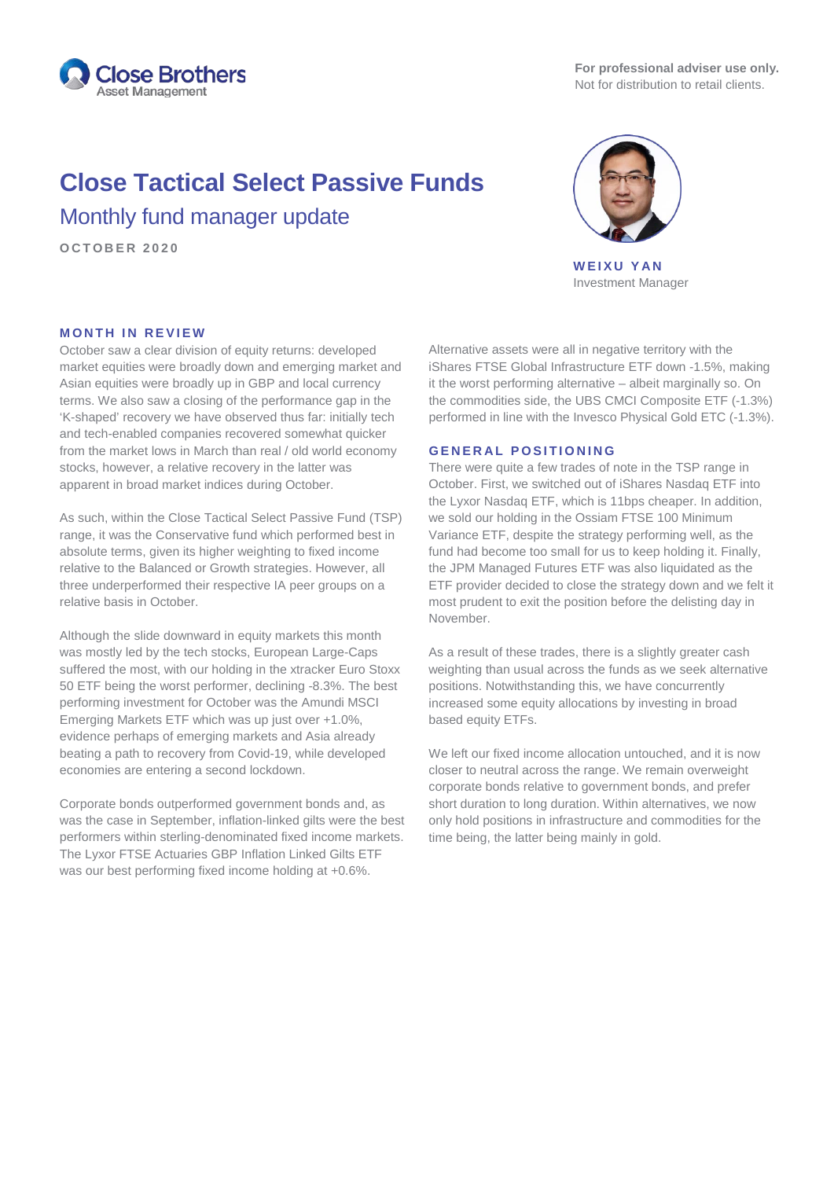Close Brothers Asset Management

**For professional adviser use only.**
Not for distribution to retail clients.

# Close Tactical Select Passive Funds

## Monthly fund manager update

OCTOBER 2020

**WEIXU YAN**
Investment Manager

### MONTH IN REVIEW

October saw a clear division of equity returns: developed market equities were broadly down and emerging market and Asian equities were broadly up in GBP and local currency terms. We also saw a closing of the performance gap in the 'K-shaped' recovery we have observed thus far: initially tech and tech-enabled companies recovered somewhat quicker from the market lows in March than real / old world economy stocks, however, a relative recovery in the latter was apparent in broad market indices during October.

As such, within the Close Tactical Select Passive Fund (TSP) range, it was the Conservative fund which performed best in absolute terms, given its higher weighting to fixed income relative to the Balanced or Growth strategies. However, all three underperformed their respective IA peer groups on a relative basis in October.

Although the slide downward in equity markets this month was mostly led by the tech stocks, European Large-Caps suffered the most, with our holding in the xtracker Euro Stoxx 50 ETF being the worst performer, declining -8.3%. The best performing investment for October was the Amundi MSCI Emerging Markets ETF which was up just over +1.0%, evidence perhaps of emerging markets and Asia already beating a path to recovery from Covid-19, while developed economies are entering a second lockdown.

Corporate bonds outperformed government bonds and, as was the case in September, inflation-linked gilts were the best performers within sterling-denominated fixed income markets. The Lyxor FTSE Actuaries GBP Inflation Linked Gilts ETF was our best performing fixed income holding at +0.6%.

Alternative assets were all in negative territory with the iShares FTSE Global Infrastructure ETF down -1.5%, making it the worst performing alternative – albeit marginally so. On the commodities side, the UBS CMCI Composite ETF (-1.3%) performed in line with the Invesco Physical Gold ETC (-1.3%).

### GENERAL POSITIONING

There were quite a few trades of note in the TSP range in October. First, we switched out of iShares Nasdaq ETF into the Lyxor Nasdaq ETF, which is 11bps cheaper. In addition, we sold our holding in the Ossiam FTSE 100 Minimum Variance ETF, despite the strategy performing well, as the fund had become too small for us to keep holding it. Finally, the JPM Managed Futures ETF was also liquidated as the ETF provider decided to close the strategy down and we felt it most prudent to exit the position before the delisting day in November.

As a result of these trades, there is a slightly greater cash weighting than usual across the funds as we seek alternative positions. Notwithstanding this, we have concurrently increased some equity allocations by investing in broad based equity ETFs.

We left our fixed income allocation untouched, and it is now closer to neutral across the range. We remain overweight corporate bonds relative to government bonds, and prefer short duration to long duration. Within alternatives, we now only hold positions in infrastructure and commodities for the time being, the latter being mainly in gold.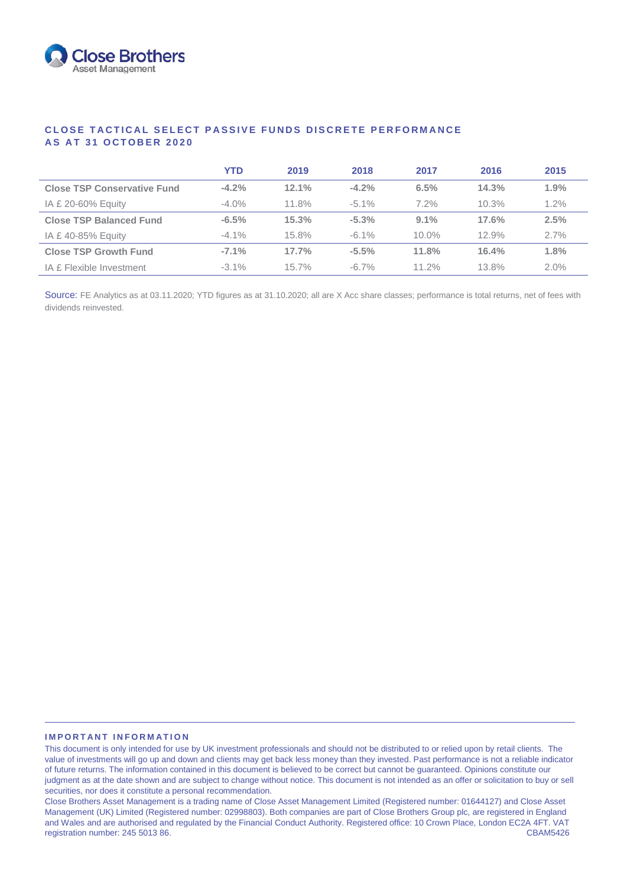## CLOSE TACTICAL SELECT PASSIVE FUNDS DISCRETE PERFORMANCE AS AT 31 OCTOBER 2020

| | YTD | 2019 | 2018 | 2017 | 2016 | 2015 |
|---|---|---|---|---|---|---|
| **Close TSP Conservative Fund** | **-4.2%** | **12.1%** | **-4.2%** | **6.5%** | **14.3%** | **1.9%** |
| IA £ 20-60% Equity | -4.0% | 11.8% | -5.1% | 7.2% | 10.3% | 1.2% |
| **Close TSP Balanced Fund** | **-6.5%** | **15.3%** | **-5.3%** | **9.1%** | **17.6%** | **2.5%** |
| IA £ 40-85% Equity | -4.1% | 15.8% | -6.1% | 10.0% | 12.9% | 2.7% |
| **Close TSP Growth Fund** | **-7.1%** | **17.7%** | **-5.5%** | **11.8%** | **16.4%** | **1.8%** |
| IA £ Flexible Investment | -3.1% | 15.7% | -6.7% | 11.2% | 13.8% | 2.0% |

Source: FE Analytics as at 03.11.2020; YTD figures as at 31.10.2020; all are X Acc share classes; performance is total returns, net of fees with dividends reinvested.

### IMPORTANT INFORMATION

This document is only intended for use by UK investment professionals and should not be distributed to or relied upon by retail clients. The value of investments will go up and down and clients may get back less money than they invested. Past performance is not a reliable indicator of future returns. The information contained in this document is believed to be correct but cannot be guaranteed. Opinions constitute our judgment as at the date shown and are subject to change without notice. This document is not intended as an offer or solicitation to buy or sell securities, nor does it constitute a personal recommendation.

Close Brothers Asset Management is a trading name of Close Asset Management Limited (Registered number: 01644127) and Close Asset Management (UK) Limited (Registered number: 02998803). Both companies are part of Close Brothers Group plc, are registered in England and Wales and are authorised and regulated by the Financial Conduct Authority. Registered office: 10 Crown Place, London EC2A 4FT. VAT registration number: 245 5013 86. CBAM5426